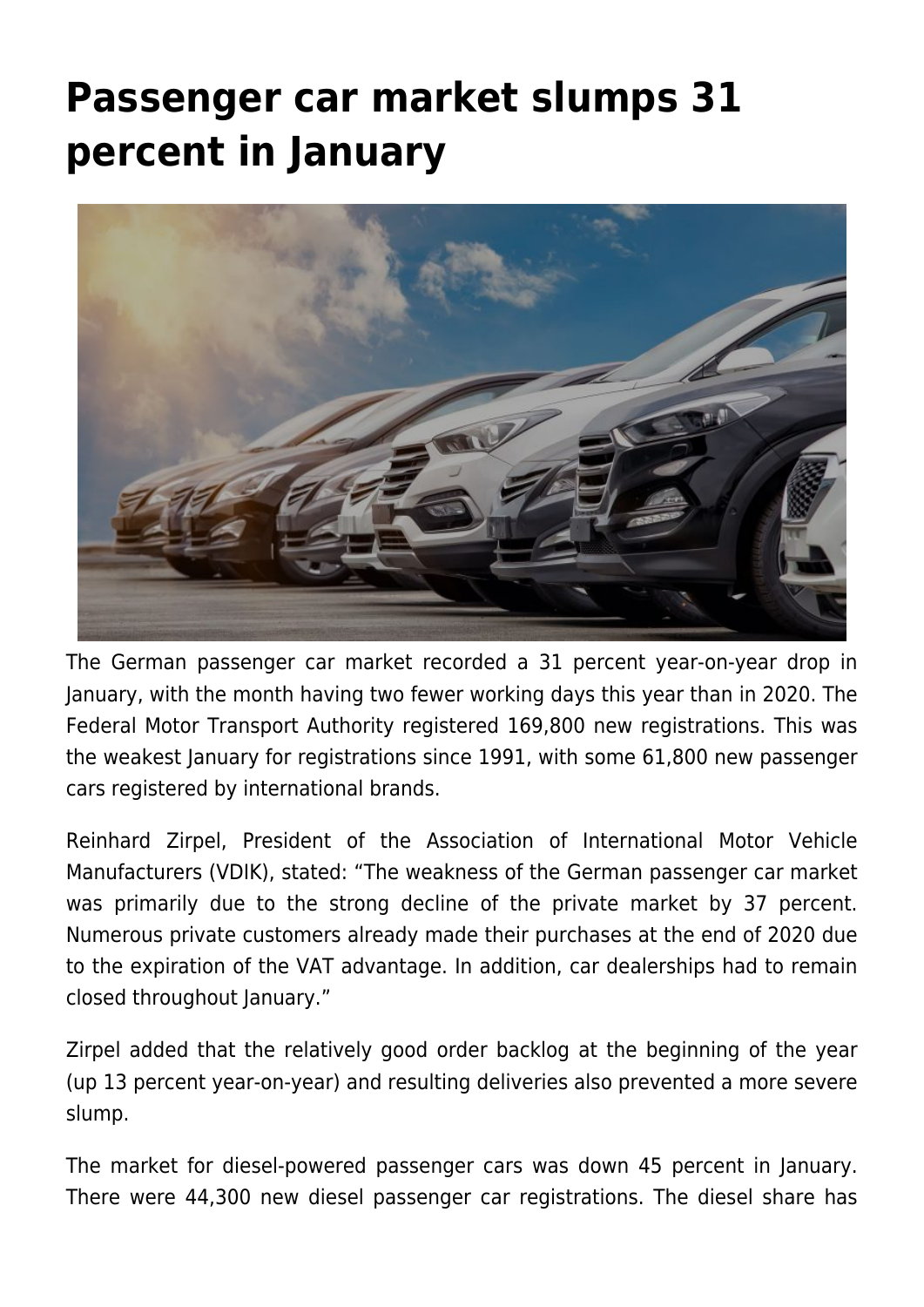# Passenger car market slumps 31 percent in January

The German passenger car market recorded a 31 percent year-on-year drop in January, with the month having two fewer working days this year than in 2020. The Federal Motor Transport Authority registered 169,800 new registrations. This was the weakest January for registrations since 1991, with some 61,800 new passenger cars registered by international brands.

Reinhard Zirpel, President of the Association of International Motor Vehicle Manufacturers (VDIK), stated: “The weakness of the German passenger car market was primarily due to the strong decline of the private market by 37 percent. Numerous private customers already made their purchases at the end of 2020 due to the expiration of the VAT advantage. In addition, car dealerships had to remain closed throughout January.”

Zirpel added that the relatively good order backlog at the beginning of the year (up 13 percent year-on-year) and resulting deliveries also prevented a more severe slump.

The market for diesel-powered passenger cars was down 45 percent in January. There were 44,300 new diesel passenger car registrations. The diesel share has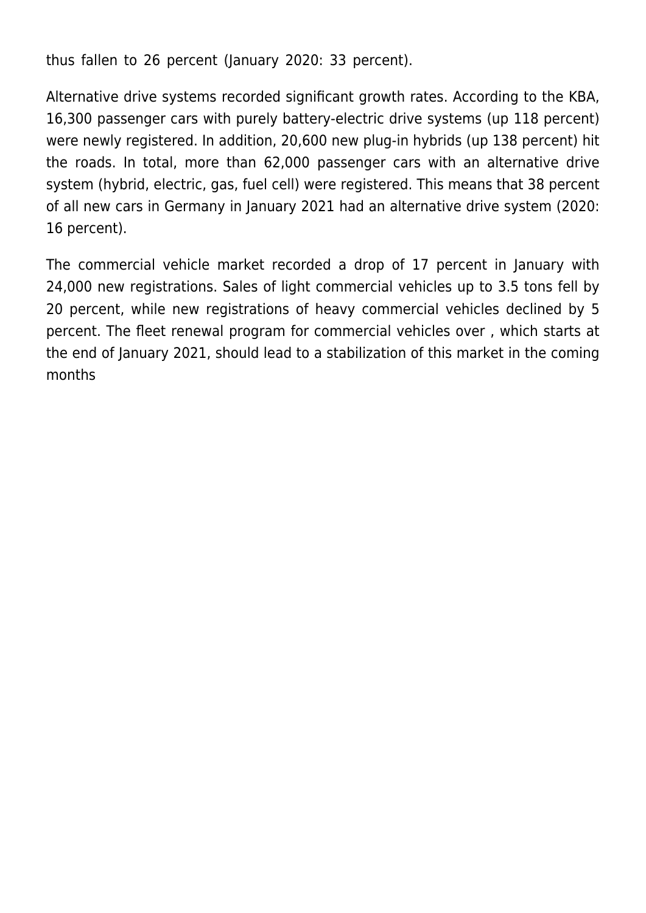thus fallen to 26 percent (January 2020: 33 percent).

Alternative drive systems recorded significant growth rates. According to the KBA, 16,300 passenger cars with purely battery-electric drive systems (up 118 percent) were newly registered. In addition, 20,600 new plug-in hybrids (up 138 percent) hit the roads. In total, more than 62,000 passenger cars with an alternative drive system (hybrid, electric, gas, fuel cell) were registered. This means that 38 percent of all new cars in Germany in January 2021 had an alternative drive system (2020: 16 percent).

The commercial vehicle market recorded a drop of 17 percent in January with 24,000 new registrations. Sales of light commercial vehicles up to 3.5 tons fell by 20 percent, while new registrations of heavy commercial vehicles declined by 5 percent. The fleet renewal program for commercial vehicles over , which starts at the end of January 2021, should lead to a stabilization of this market in the coming months